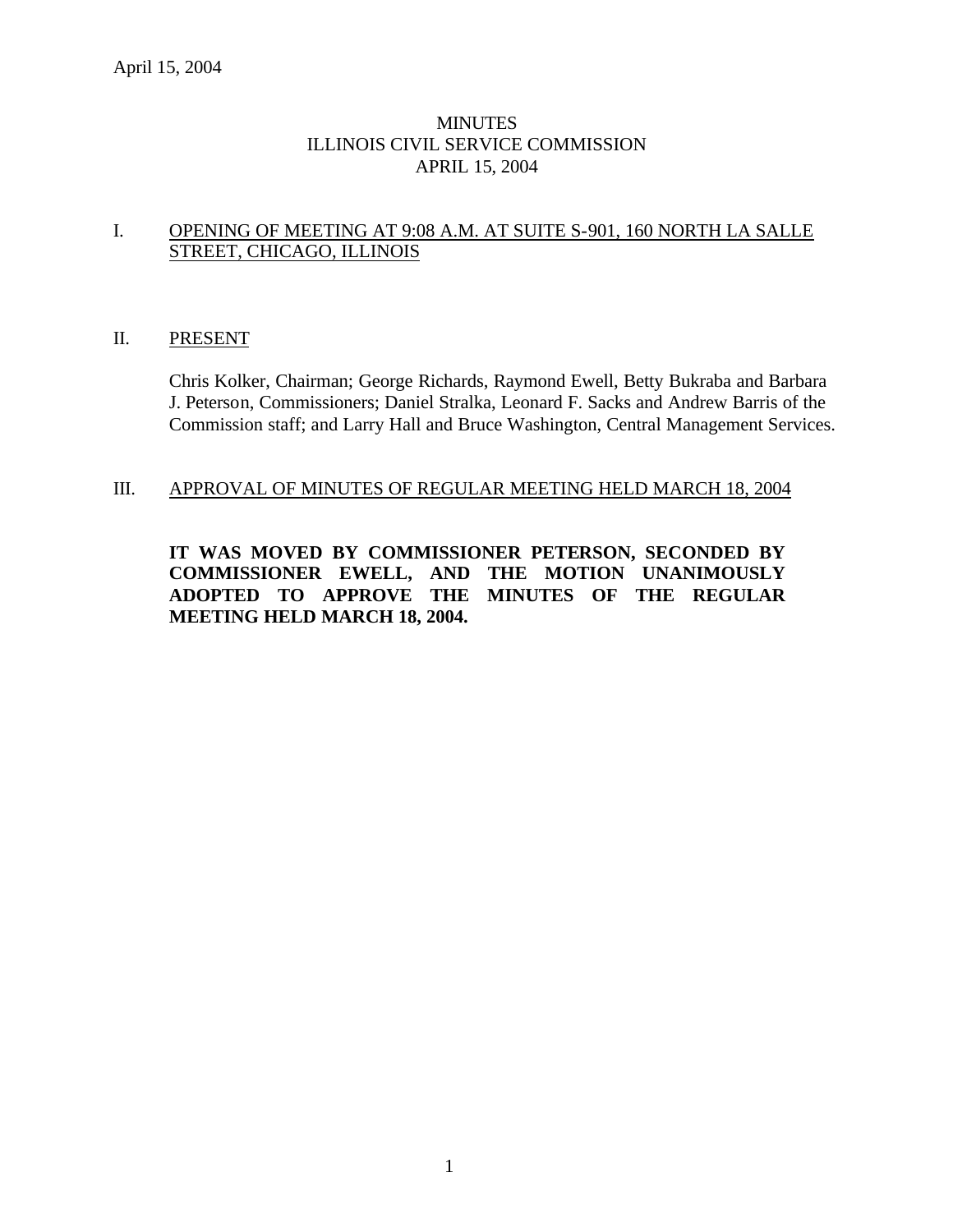# MINUTES
# ILLINOIS CIVIL SERVICE COMMISSION
# APRIL 15, 2004

## I. OPENING OF MEETING AT 9:08 A.M. AT SUITE S-901, 160 NORTH LA SALLE STREET, CHICAGO, ILLINOIS

## II. PRESENT

Chris Kolker, Chairman; George Richards, Raymond Ewell, Betty Bukraba and Barbara J. Peterson, Commissioners; Daniel Stralka, Leonard F. Sacks and Andrew Barris of the Commission staff; and Larry Hall and Bruce Washington, Central Management Services.

## III. APPROVAL OF MINUTES OF REGULAR MEETING HELD MARCH 18, 2004

**IT WAS MOVED BY COMMISSIONER PETERSON, SECONDED BY COMMISSIONER EWELL, AND THE MOTION UNANIMOUSLY ADOPTED TO APPROVE THE MINUTES OF THE REGULAR MEETING HELD MARCH 18, 2004.**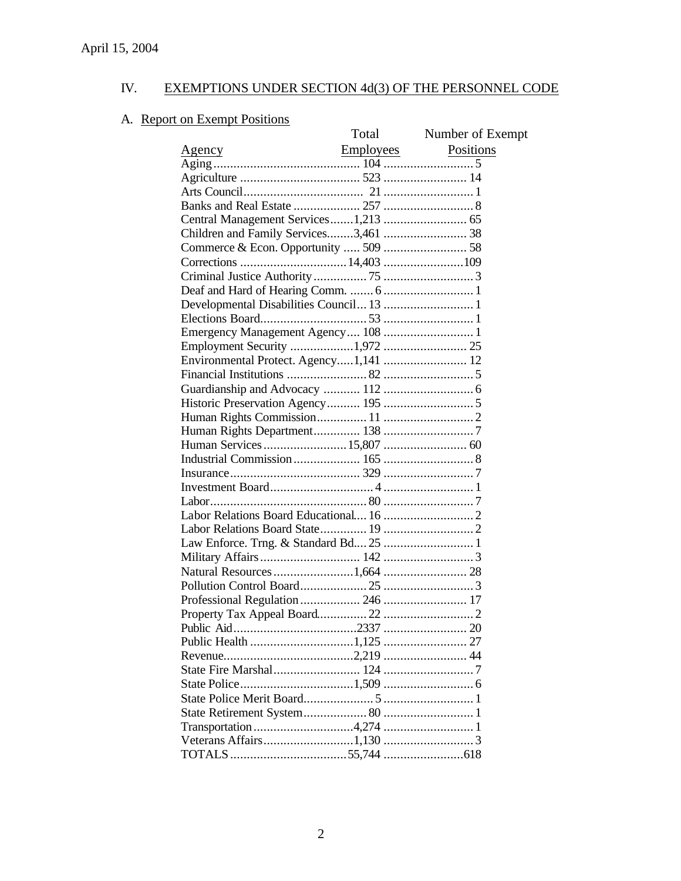April 15, 2004

## IV. EXEMPTIONS UNDER SECTION 4d(3) OF THE PERSONNEL CODE

### A. Report on Exempt Positions

| Agency | Total Employees | Number of Exempt Positions |
|---|---|---|
| Aging | 104 | 5 |
| Agriculture | 523 | 14 |
| Arts Council | 21 | 1 |
| Banks and Real Estate | 257 | 8 |
| Central Management Services | 1,213 | 65 |
| Children and Family Services | 3,461 | 38 |
| Commerce & Econ. Opportunity | 509 | 58 |
| Corrections | 14,403 | 109 |
| Criminal Justice Authority | 75 | 3 |
| Deaf and Hard of Hearing Comm. | 6 | 1 |
| Developmental Disabilities Council | 13 | 1 |
| Elections Board | 53 | 1 |
| Emergency Management Agency | 108 | 1 |
| Employment Security | 1,972 | 25 |
| Environmental Protect. Agency | 1,141 | 12 |
| Financial Institutions | 82 | 5 |
| Guardianship and Advocacy | 112 | 6 |
| Historic Preservation Agency | 195 | 5 |
| Human Rights Commission | 11 | 2 |
| Human Rights Department | 138 | 7 |
| Human Services | 15,807 | 60 |
| Industrial Commission | 165 | 8 |
| Insurance | 329 | 7 |
| Investment Board | 4 | 1 |
| Labor | 80 | 7 |
| Labor Relations Board Educational | 16 | 2 |
| Labor Relations Board State | 19 | 2 |
| Law Enforce. Trng. & Standard Bd. | 25 | 1 |
| Military Affairs | 142 | 3 |
| Natural Resources | 1,664 | 28 |
| Pollution Control Board | 25 | 3 |
| Professional Regulation | 246 | 17 |
| Property Tax Appeal Board | 22 | 2 |
| Public Aid | 2337 | 20 |
| Public Health | 1,125 | 27 |
| Revenue | 2,219 | 44 |
| State Fire Marshal | 124 | 7 |
| State Police | 1,509 | 6 |
| State Police Merit Board | 5 | 1 |
| State Retirement System | 80 | 1 |
| Transportation | 4,274 | 1 |
| Veterans Affairs | 1,130 | 3 |
| TOTALS | 55,744 | 618 |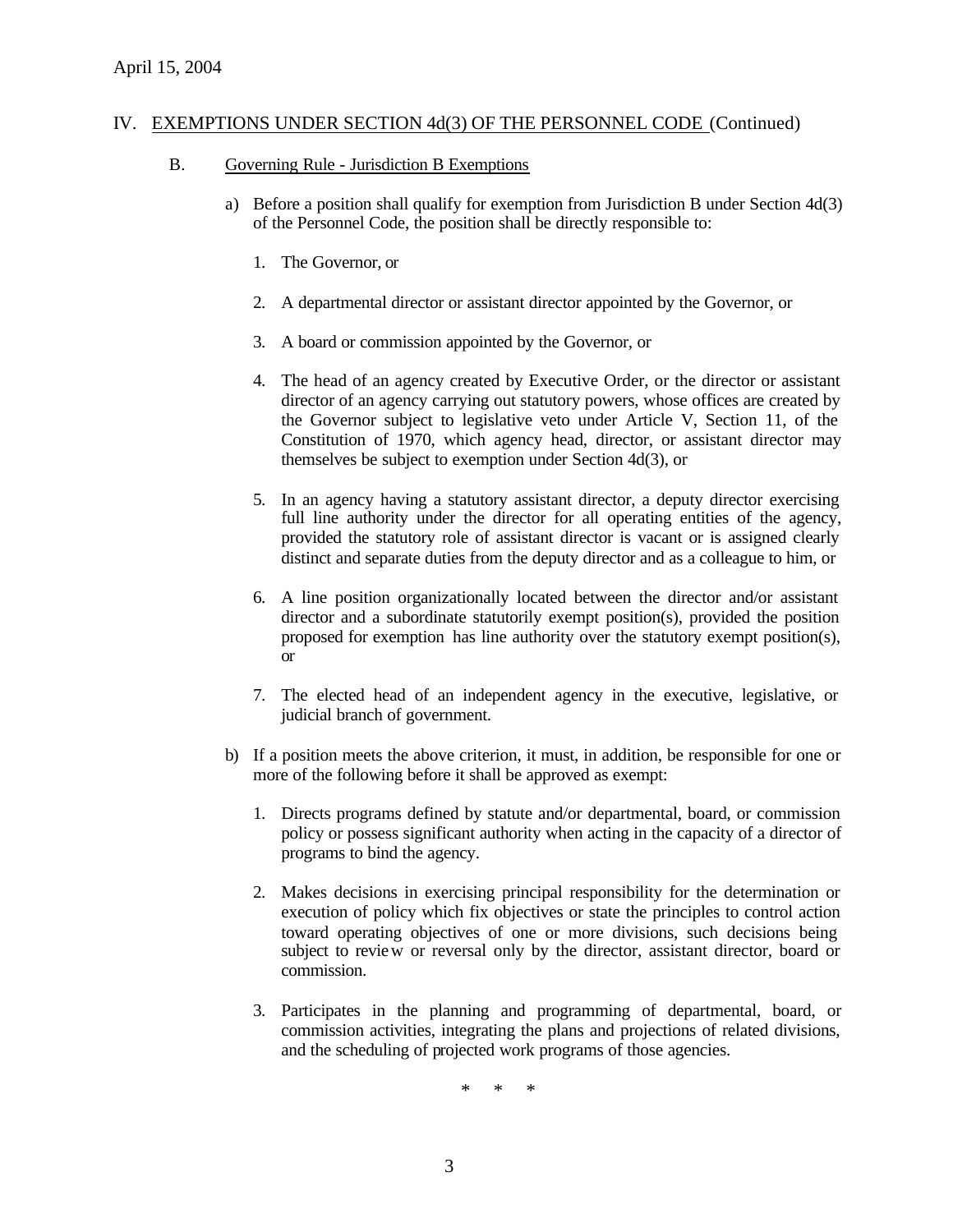April 15, 2004

## IV. EXEMPTIONS UNDER SECTION 4d(3) OF THE PERSONNEL CODE (Continued)

### B. Governing Rule - Jurisdiction B Exemptions

a) Before a position shall qualify for exemption from Jurisdiction B under Section 4d(3) of the Personnel Code, the position shall be directly responsible to:

1. The Governor, or

2. A departmental director or assistant director appointed by the Governor, or

3. A board or commission appointed by the Governor, or

4. The head of an agency created by Executive Order, or the director or assistant director of an agency carrying out statutory powers, whose offices are created by the Governor subject to legislative veto under Article V, Section 11, of the Constitution of 1970, which agency head, director, or assistant director may themselves be subject to exemption under Section 4d(3), or

5. In an agency having a statutory assistant director, a deputy director exercising full line authority under the director for all operating entities of the agency, provided the statutory role of assistant director is vacant or is assigned clearly distinct and separate duties from the deputy director and as a colleague to him, or

6. A line position organizationally located between the director and/or assistant director and a subordinate statutorily exempt position(s), provided the position proposed for exemption has line authority over the statutory exempt position(s), or

7. The elected head of an independent agency in the executive, legislative, or judicial branch of government.

b) If a position meets the above criterion, it must, in addition, be responsible for one or more of the following before it shall be approved as exempt:

1. Directs programs defined by statute and/or departmental, board, or commission policy or possess significant authority when acting in the capacity of a director of programs to bind the agency.

2. Makes decisions in exercising principal responsibility for the determination or execution of policy which fix objectives or state the principles to control action toward operating objectives of one or more divisions, such decisions being subject to review or reversal only by the director, assistant director, board or commission.

3. Participates in the planning and programming of departmental, board, or commission activities, integrating the plans and projections of related divisions, and the scheduling of projected work programs of those agencies.

\* \* \*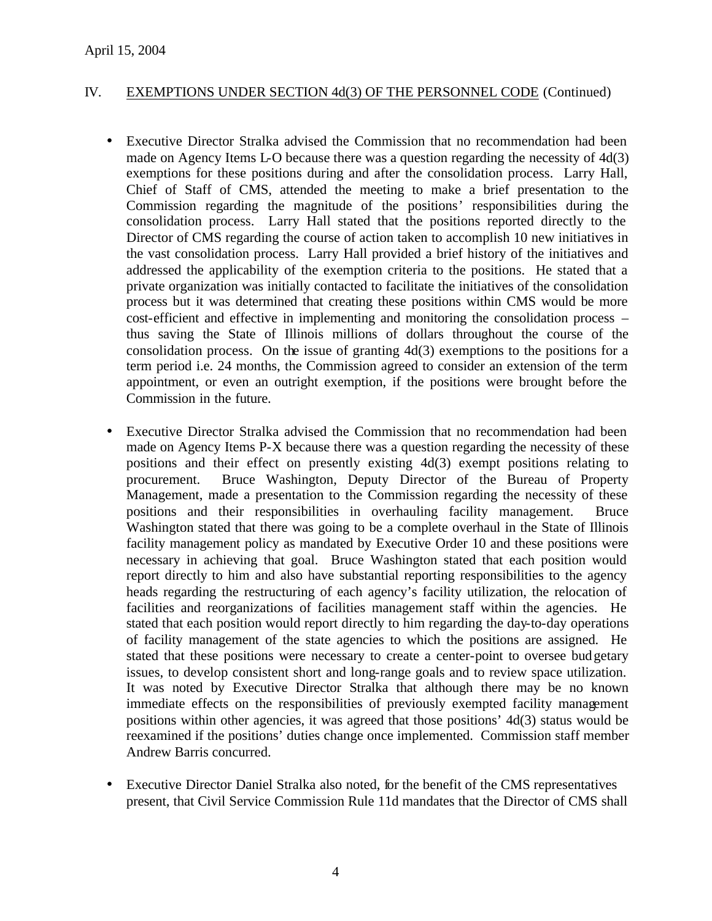April 15, 2004

## IV. EXEMPTIONS UNDER SECTION 4d(3) OF THE PERSONNEL CODE (Continued)

- Executive Director Stralka advised the Commission that no recommendation had been made on Agency Items L-O because there was a question regarding the necessity of 4d(3) exemptions for these positions during and after the consolidation process. Larry Hall, Chief of Staff of CMS, attended the meeting to make a brief presentation to the Commission regarding the magnitude of the positions' responsibilities during the consolidation process. Larry Hall stated that the positions reported directly to the Director of CMS regarding the course of action taken to accomplish 10 new initiatives in the vast consolidation process. Larry Hall provided a brief history of the initiatives and addressed the applicability of the exemption criteria to the positions. He stated that a private organization was initially contacted to facilitate the initiatives of the consolidation process but it was determined that creating these positions within CMS would be more cost-efficient and effective in implementing and monitoring the consolidation process – thus saving the State of Illinois millions of dollars throughout the course of the consolidation process. On the issue of granting 4d(3) exemptions to the positions for a term period i.e. 24 months, the Commission agreed to consider an extension of the term appointment, or even an outright exemption, if the positions were brought before the Commission in the future.

- Executive Director Stralka advised the Commission that no recommendation had been made on Agency Items P-X because there was a question regarding the necessity of these positions and their effect on presently existing 4d(3) exempt positions relating to procurement. Bruce Washington, Deputy Director of the Bureau of Property Management, made a presentation to the Commission regarding the necessity of these positions and their responsibilities in overhauling facility management. Bruce Washington stated that there was going to be a complete overhaul in the State of Illinois facility management policy as mandated by Executive Order 10 and these positions were necessary in achieving that goal. Bruce Washington stated that each position would report directly to him and also have substantial reporting responsibilities to the agency heads regarding the restructuring of each agency's facility utilization, the relocation of facilities and reorganizations of facilities management staff within the agencies. He stated that each position would report directly to him regarding the day-to-day operations of facility management of the state agencies to which the positions are assigned. He stated that these positions were necessary to create a center-point to oversee budgetary issues, to develop consistent short and long-range goals and to review space utilization. It was noted by Executive Director Stralka that although there may be no known immediate effects on the responsibilities of previously exempted facility management positions within other agencies, it was agreed that those positions' 4d(3) status would be reexamined if the positions' duties change once implemented. Commission staff member Andrew Barris concurred.

- Executive Director Daniel Stralka also noted, for the benefit of the CMS representatives present, that Civil Service Commission Rule 11d mandates that the Director of CMS shall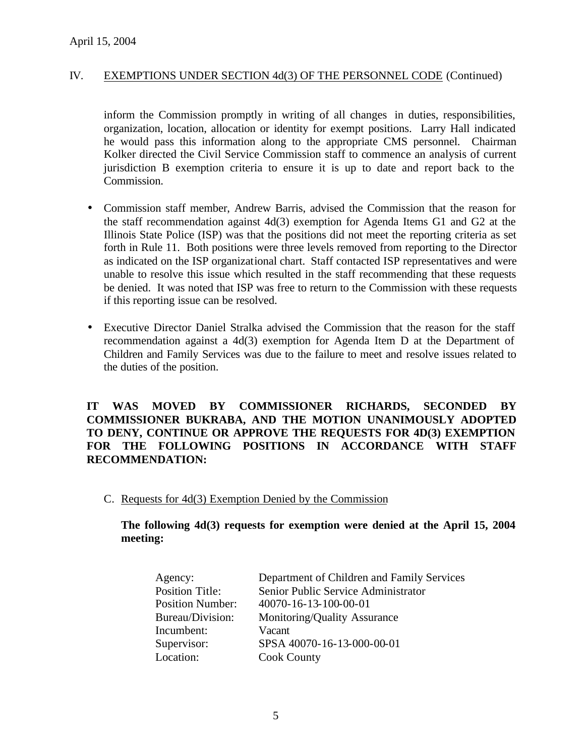## IV. EXEMPTIONS UNDER SECTION 4d(3) OF THE PERSONNEL CODE (Continued)

inform the Commission promptly in writing of all changes in duties, responsibilities, organization, location, allocation or identity for exempt positions. Larry Hall indicated he would pass this information along to the appropriate CMS personnel. Chairman Kolker directed the Civil Service Commission staff to commence an analysis of current jurisdiction B exemption criteria to ensure it is up to date and report back to the Commission.

- Commission staff member, Andrew Barris, advised the Commission that the reason for the staff recommendation against 4d(3) exemption for Agenda Items G1 and G2 at the Illinois State Police (ISP) was that the positions did not meet the reporting criteria as set forth in Rule 11. Both positions were three levels removed from reporting to the Director as indicated on the ISP organizational chart. Staff contacted ISP representatives and were unable to resolve this issue which resulted in the staff recommending that these requests be denied. It was noted that ISP was free to return to the Commission with these requests if this reporting issue can be resolved.

- Executive Director Daniel Stralka advised the Commission that the reason for the staff recommendation against a 4d(3) exemption for Agenda Item D at the Department of Children and Family Services was due to the failure to meet and resolve issues related to the duties of the position.

**IT WAS MOVED BY COMMISSIONER RICHARDS, SECONDED BY COMMISSIONER BUKRABA, AND THE MOTION UNANIMOUSLY ADOPTED TO DENY, CONTINUE OR APPROVE THE REQUESTS FOR 4D(3) EXEMPTION FOR THE FOLLOWING POSITIONS IN ACCORDANCE WITH STAFF RECOMMENDATION:**

C. Requests for 4d(3) Exemption Denied by the Commission

**The following 4d(3) requests for exemption were denied at the April 15, 2004 meeting:**

| | |
|---|---|
| Agency: | Department of Children and Family Services |
| Position Title: | Senior Public Service Administrator |
| Position Number: | 40070-16-13-100-00-01 |
| Bureau/Division: | Monitoring/Quality Assurance |
| Incumbent: | Vacant |
| Supervisor: | SPSA 40070-16-13-000-00-01 |
| Location: | Cook County |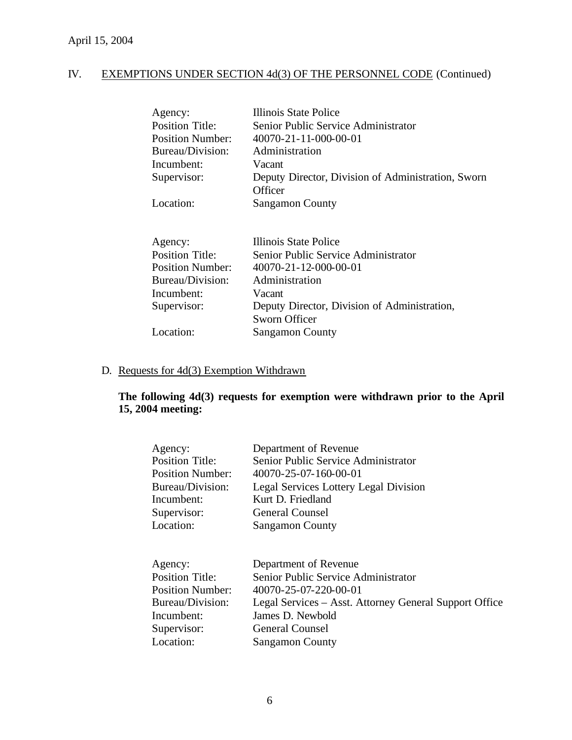April 15, 2004

## IV. EXEMPTIONS UNDER SECTION 4d(3) OF THE PERSONNEL CODE (Continued)

| | |
|---|---|
| Agency: | Illinois State Police |
| Position Title: | Senior Public Service Administrator |
| Position Number: | 40070-21-11-000-00-01 |
| Bureau/Division: | Administration |
| Incumbent: | Vacant |
| Supervisor: | Deputy Director, Division of Administration, Sworn Officer |
| Location: | Sangamon County |

| | |
|---|---|
| Agency: | Illinois State Police |
| Position Title: | Senior Public Service Administrator |
| Position Number: | 40070-21-12-000-00-01 |
| Bureau/Division: | Administration |
| Incumbent: | Vacant |
| Supervisor: | Deputy Director, Division of Administration, Sworn Officer |
| Location: | Sangamon County |

### D. Requests for 4d(3) Exemption Withdrawn

**The following 4d(3) requests for exemption were withdrawn prior to the April 15, 2004 meeting:**

| | |
|---|---|
| Agency: | Department of Revenue |
| Position Title: | Senior Public Service Administrator |
| Position Number: | 40070-25-07-160-00-01 |
| Bureau/Division: | Legal Services Lottery Legal Division |
| Incumbent: | Kurt D. Friedland |
| Supervisor: | General Counsel |
| Location: | Sangamon County |

| | |
|---|---|
| Agency: | Department of Revenue |
| Position Title: | Senior Public Service Administrator |
| Position Number: | 40070-25-07-220-00-01 |
| Bureau/Division: | Legal Services – Asst. Attorney General Support Office |
| Incumbent: | James D. Newbold |
| Supervisor: | General Counsel |
| Location: | Sangamon County |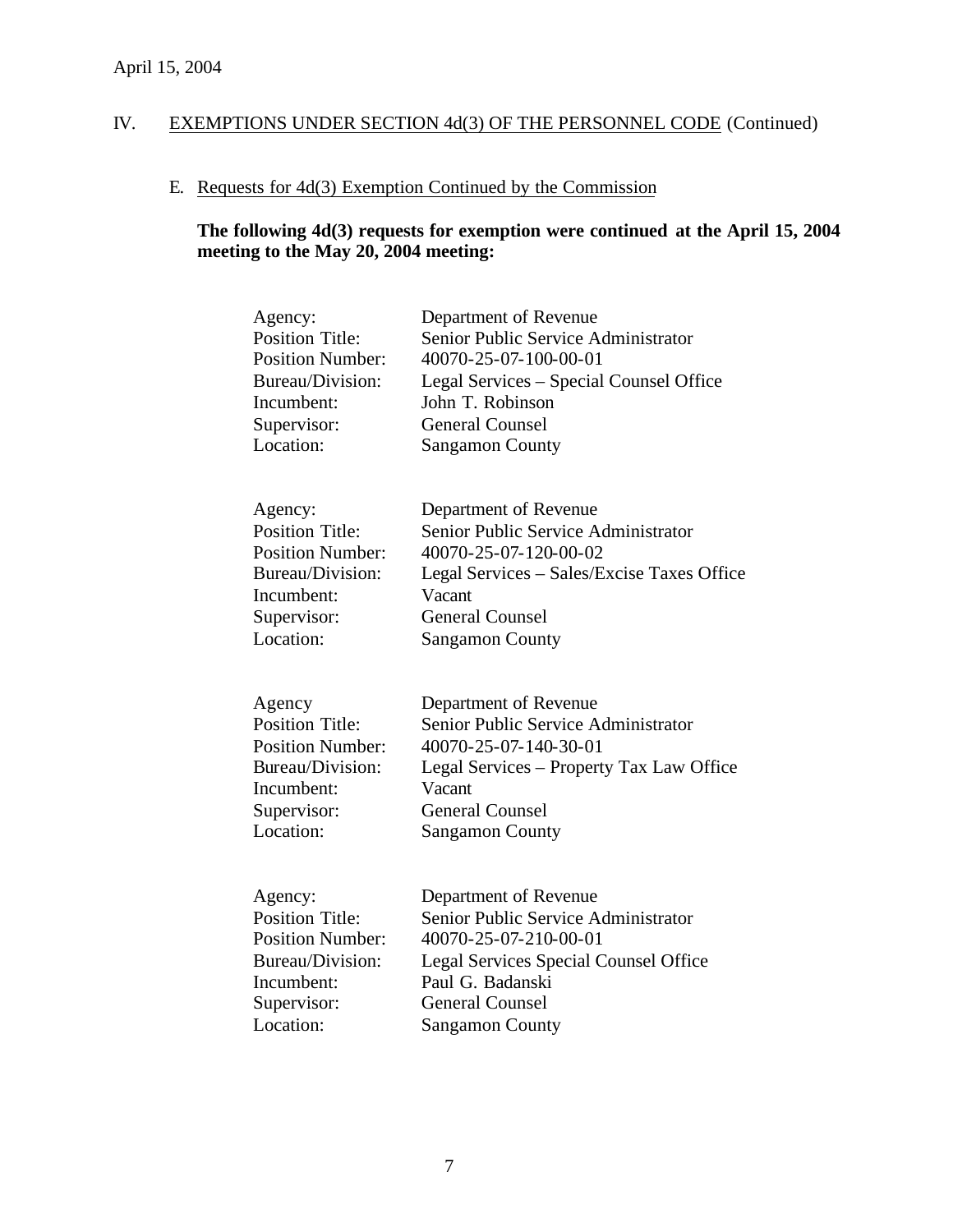April 15, 2004

IV. EXEMPTIONS UNDER SECTION 4d(3) OF THE PERSONNEL CODE (Continued)

E. Requests for 4d(3) Exemption Continued by the Commission

**The following 4d(3) requests for exemption were continued at the April 15, 2004 meeting to the May 20, 2004 meeting:**

| | |
|---|---|
| Agency: | Department of Revenue |
| Position Title: | Senior Public Service Administrator |
| Position Number: | 40070-25-07-100-00-01 |
| Bureau/Division: | Legal Services – Special Counsel Office |
| Incumbent: | John T. Robinson |
| Supervisor: | General Counsel |
| Location: | Sangamon County |

| | |
|---|---|
| Agency: | Department of Revenue |
| Position Title: | Senior Public Service Administrator |
| Position Number: | 40070-25-07-120-00-02 |
| Bureau/Division: | Legal Services – Sales/Excise Taxes Office |
| Incumbent: | Vacant |
| Supervisor: | General Counsel |
| Location: | Sangamon County |

| | |
|---|---|
| Agency | Department of Revenue |
| Position Title: | Senior Public Service Administrator |
| Position Number: | 40070-25-07-140-30-01 |
| Bureau/Division: | Legal Services – Property Tax Law Office |
| Incumbent: | Vacant |
| Supervisor: | General Counsel |
| Location: | Sangamon County |

| | |
|---|---|
| Agency: | Department of Revenue |
| Position Title: | Senior Public Service Administrator |
| Position Number: | 40070-25-07-210-00-01 |
| Bureau/Division: | Legal Services Special Counsel Office |
| Incumbent: | Paul G. Badanski |
| Supervisor: | General Counsel |
| Location: | Sangamon County |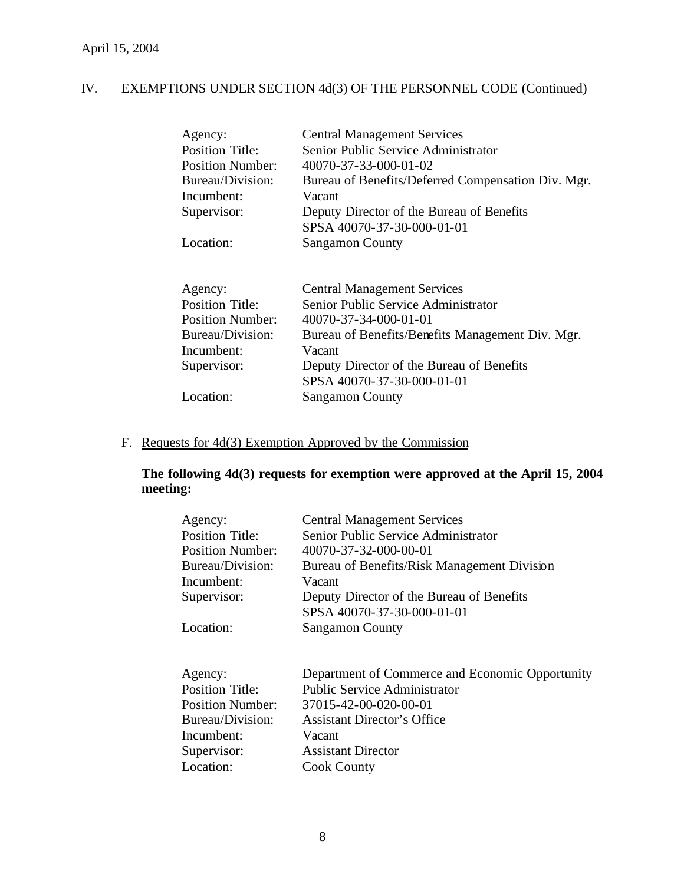April 15, 2004

## IV. EXEMPTIONS UNDER SECTION 4d(3) OF THE PERSONNEL CODE (Continued)

| | |
|---|---|
| Agency: | Central Management Services |
| Position Title: | Senior Public Service Administrator |
| Position Number: | 40070-37-33-000-01-02 |
| Bureau/Division: | Bureau of Benefits/Deferred Compensation Div. Mgr. |
| Incumbent: | Vacant |
| Supervisor: | Deputy Director of the Bureau of Benefits<br>SPSA 40070-37-30-000-01-01 |
| Location: | Sangamon County |

| | |
|---|---|
| Agency: | Central Management Services |
| Position Title: | Senior Public Service Administrator |
| Position Number: | 40070-37-34-000-01-01 |
| Bureau/Division: | Bureau of Benefits/Benefits Management Div. Mgr. |
| Incumbent: | Vacant |
| Supervisor: | Deputy Director of the Bureau of Benefits<br>SPSA 40070-37-30-000-01-01 |
| Location: | Sangamon County |

### F. Requests for 4d(3) Exemption Approved by the Commission

**The following 4d(3) requests for exemption were approved at the April 15, 2004 meeting:**

| | |
|---|---|
| Agency: | Central Management Services |
| Position Title: | Senior Public Service Administrator |
| Position Number: | 40070-37-32-000-00-01 |
| Bureau/Division: | Bureau of Benefits/Risk Management Division |
| Incumbent: | Vacant |
| Supervisor: | Deputy Director of the Bureau of Benefits<br>SPSA 40070-37-30-000-01-01 |
| Location: | Sangamon County |

| | |
|---|---|
| Agency: | Department of Commerce and Economic Opportunity |
| Position Title: | Public Service Administrator |
| Position Number: | 37015-42-00-020-00-01 |
| Bureau/Division: | Assistant Director's Office |
| Incumbent: | Vacant |
| Supervisor: | Assistant Director |
| Location: | Cook County |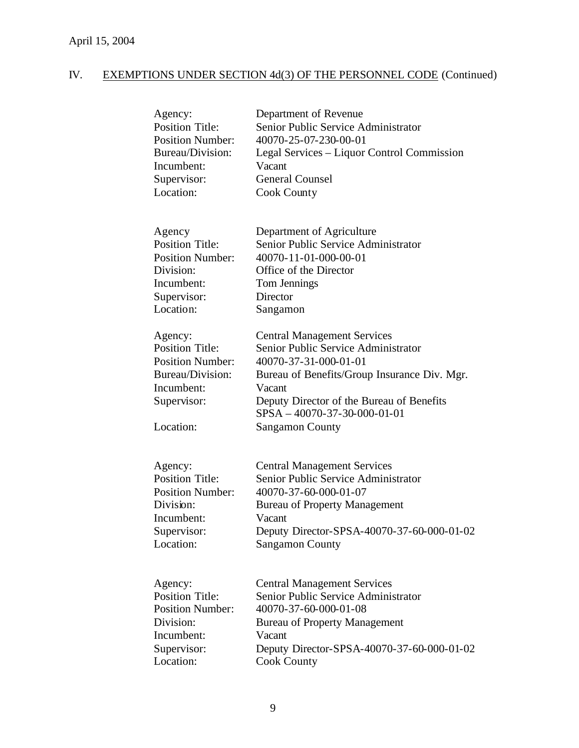April 15, 2004

## IV. EXEMPTIONS UNDER SECTION 4d(3) OF THE PERSONNEL CODE (Continued)

| | |
|---|---|
| Agency: | Department of Revenue |
| Position Title: | Senior Public Service Administrator |
| Position Number: | 40070-25-07-230-00-01 |
| Bureau/Division: | Legal Services – Liquor Control Commission |
| Incumbent: | Vacant |
| Supervisor: | General Counsel |
| Location: | Cook County |

| | |
|---|---|
| Agency | Department of Agriculture |
| Position Title: | Senior Public Service Administrator |
| Position Number: | 40070-11-01-000-00-01 |
| Division: | Office of the Director |
| Incumbent: | Tom Jennings |
| Supervisor: | Director |
| Location: | Sangamon |

| | |
|---|---|
| Agency: | Central Management Services |
| Position Title: | Senior Public Service Administrator |
| Position Number: | 40070-37-31-000-01-01 |
| Bureau/Division: | Bureau of Benefits/Group Insurance Div. Mgr. |
| Incumbent: | Vacant |
| Supervisor: | Deputy Director of the Bureau of Benefits SPSA – 40070-37-30-000-01-01 |
| Location: | Sangamon County |

| | |
|---|---|
| Agency: | Central Management Services |
| Position Title: | Senior Public Service Administrator |
| Position Number: | 40070-37-60-000-01-07 |
| Division: | Bureau of Property Management |
| Incumbent: | Vacant |
| Supervisor: | Deputy Director-SPSA-40070-37-60-000-01-02 |
| Location: | Sangamon County |

| | |
|---|---|
| Agency: | Central Management Services |
| Position Title: | Senior Public Service Administrator |
| Position Number: | 40070-37-60-000-01-08 |
| Division: | Bureau of Property Management |
| Incumbent: | Vacant |
| Supervisor: | Deputy Director-SPSA-40070-37-60-000-01-02 |
| Location: | Cook County |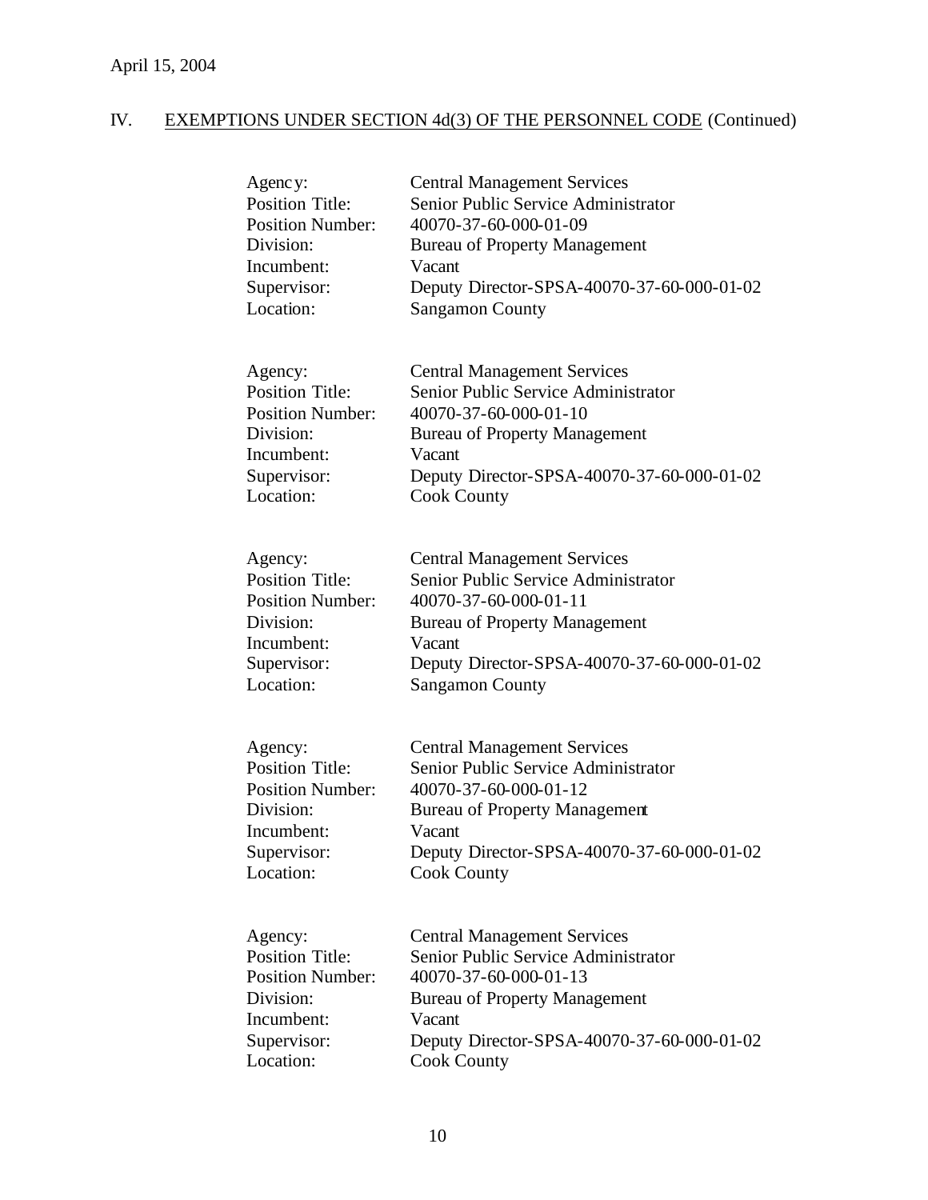April 15, 2004

## IV. EXEMPTIONS UNDER SECTION 4d(3) OF THE PERSONNEL CODE (Continued)

| | |
|---|---|
| Agency: | Central Management Services |
| Position Title: | Senior Public Service Administrator |
| Position Number: | 40070-37-60-000-01-09 |
| Division: | Bureau of Property Management |
| Incumbent: | Vacant |
| Supervisor: | Deputy Director-SPSA-40070-37-60-000-01-02 |
| Location: | Sangamon County |

| | |
|---|---|
| Agency: | Central Management Services |
| Position Title: | Senior Public Service Administrator |
| Position Number: | 40070-37-60-000-01-10 |
| Division: | Bureau of Property Management |
| Incumbent: | Vacant |
| Supervisor: | Deputy Director-SPSA-40070-37-60-000-01-02 |
| Location: | Cook County |

| | |
|---|---|
| Agency: | Central Management Services |
| Position Title: | Senior Public Service Administrator |
| Position Number: | 40070-37-60-000-01-11 |
| Division: | Bureau of Property Management |
| Incumbent: | Vacant |
| Supervisor: | Deputy Director-SPSA-40070-37-60-000-01-02 |
| Location: | Sangamon County |

| | |
|---|---|
| Agency: | Central Management Services |
| Position Title: | Senior Public Service Administrator |
| Position Number: | 40070-37-60-000-01-12 |
| Division: | Bureau of Property Management |
| Incumbent: | Vacant |
| Supervisor: | Deputy Director-SPSA-40070-37-60-000-01-02 |
| Location: | Cook County |

| | |
|---|---|
| Agency: | Central Management Services |
| Position Title: | Senior Public Service Administrator |
| Position Number: | 40070-37-60-000-01-13 |
| Division: | Bureau of Property Management |
| Incumbent: | Vacant |
| Supervisor: | Deputy Director-SPSA-40070-37-60-000-01-02 |
| Location: | Cook County |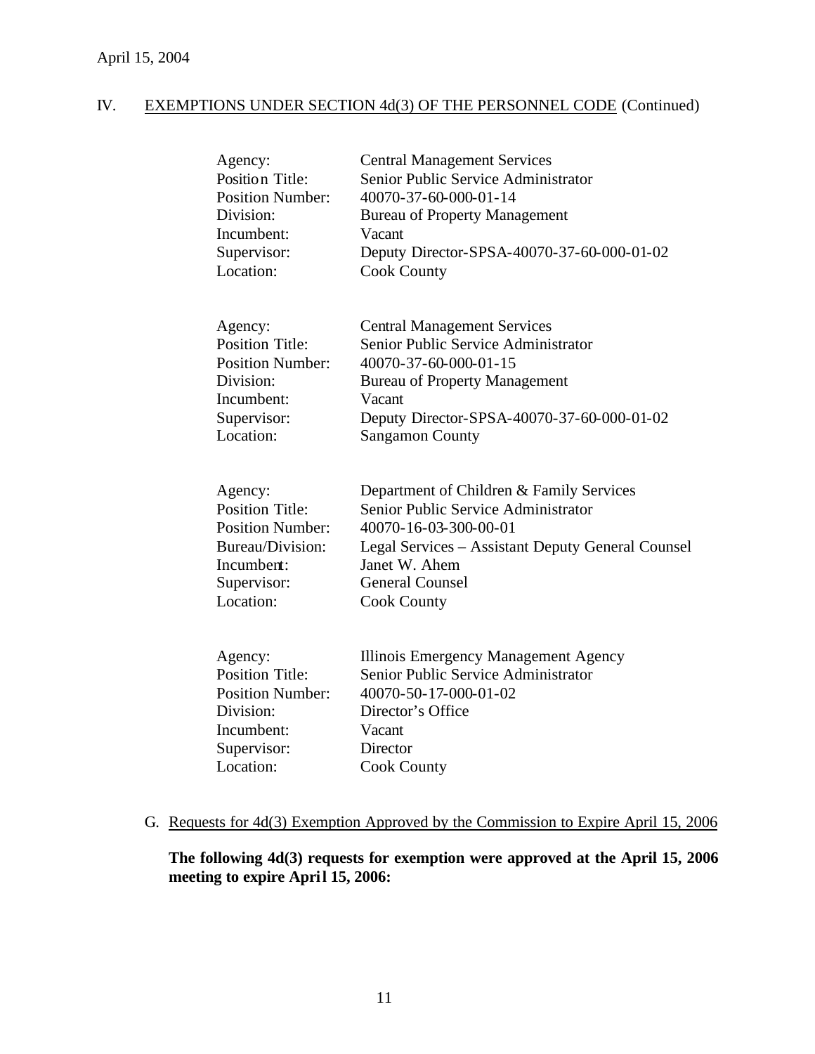April 15, 2004

## IV. EXEMPTIONS UNDER SECTION 4d(3) OF THE PERSONNEL CODE (Continued)

| | |
|---|---|
| Agency: | Central Management Services |
| Position Title: | Senior Public Service Administrator |
| Position Number: | 40070-37-60-000-01-14 |
| Division: | Bureau of Property Management |
| Incumbent: | Vacant |
| Supervisor: | Deputy Director-SPSA-40070-37-60-000-01-02 |
| Location: | Cook County |

| | |
|---|---|
| Agency: | Central Management Services |
| Position Title: | Senior Public Service Administrator |
| Position Number: | 40070-37-60-000-01-15 |
| Division: | Bureau of Property Management |
| Incumbent: | Vacant |
| Supervisor: | Deputy Director-SPSA-40070-37-60-000-01-02 |
| Location: | Sangamon County |

| | |
|---|---|
| Agency: | Department of Children & Family Services |
| Position Title: | Senior Public Service Administrator |
| Position Number: | 40070-16-03-300-00-01 |
| Bureau/Division: | Legal Services – Assistant Deputy General Counsel |
| Incumbent: | Janet W. Ahem |
| Supervisor: | General Counsel |
| Location: | Cook County |

| | |
|---|---|
| Agency: | Illinois Emergency Management Agency |
| Position Title: | Senior Public Service Administrator |
| Position Number: | 40070-50-17-000-01-02 |
| Division: | Director's Office |
| Incumbent: | Vacant |
| Supervisor: | Director |
| Location: | Cook County |

G. Requests for 4d(3) Exemption Approved by the Commission to Expire April 15, 2006

**The following 4d(3) requests for exemption were approved at the April 15, 2006 meeting to expire April 15, 2006:**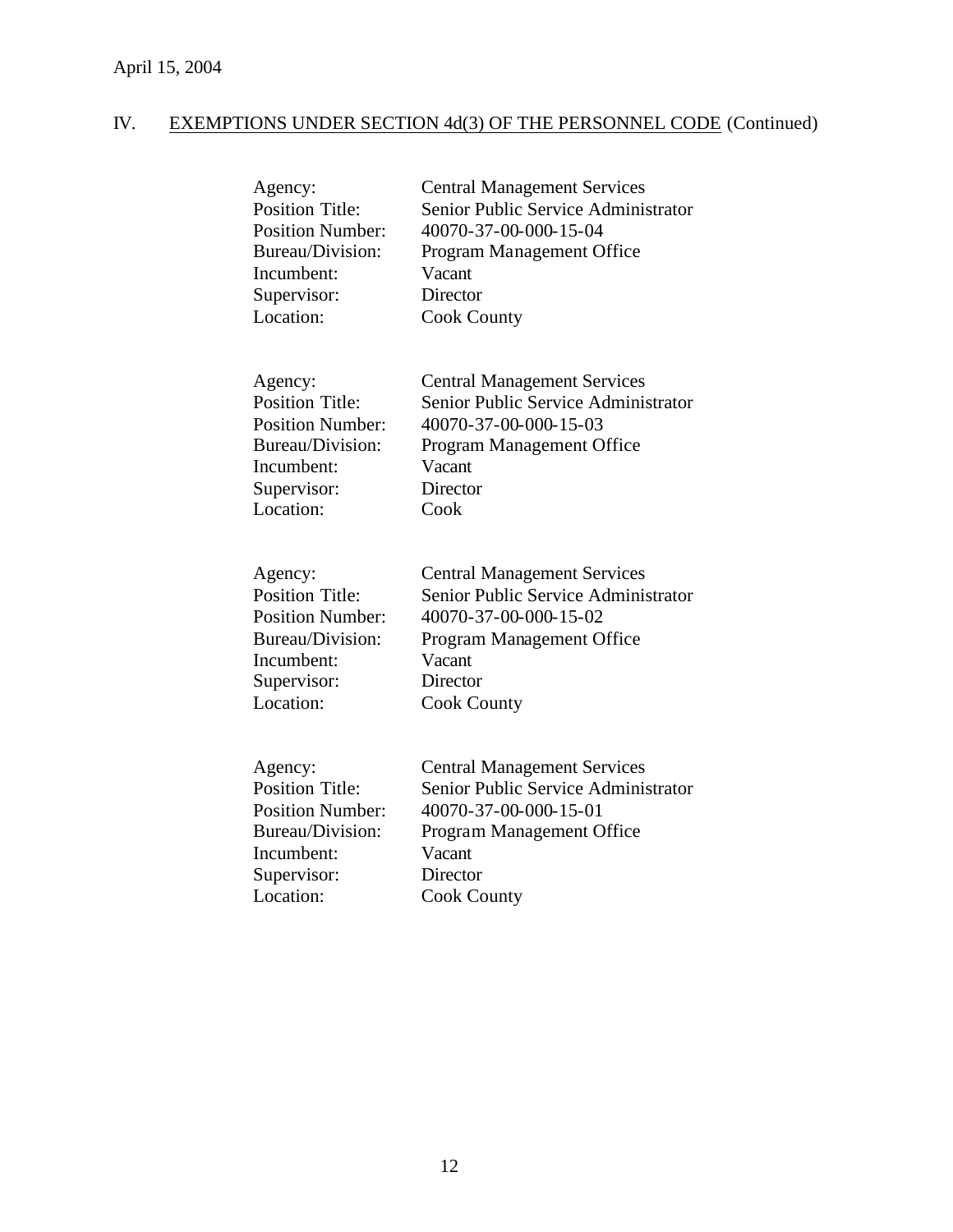April 15, 2004

## IV. EXEMPTIONS UNDER SECTION 4d(3) OF THE PERSONNEL CODE (Continued)

| | |
|---|---|
| Agency: | Central Management Services |
| Position Title: | Senior Public Service Administrator |
| Position Number: | 40070-37-00-000-15-04 |
| Bureau/Division: | Program Management Office |
| Incumbent: | Vacant |
| Supervisor: | Director |
| Location: | Cook County |

| | |
|---|---|
| Agency: | Central Management Services |
| Position Title: | Senior Public Service Administrator |
| Position Number: | 40070-37-00-000-15-03 |
| Bureau/Division: | Program Management Office |
| Incumbent: | Vacant |
| Supervisor: | Director |
| Location: | Cook |

| | |
|---|---|
| Agency: | Central Management Services |
| Position Title: | Senior Public Service Administrator |
| Position Number: | 40070-37-00-000-15-02 |
| Bureau/Division: | Program Management Office |
| Incumbent: | Vacant |
| Supervisor: | Director |
| Location: | Cook County |

| | |
|---|---|
| Agency: | Central Management Services |
| Position Title: | Senior Public Service Administrator |
| Position Number: | 40070-37-00-000-15-01 |
| Bureau/Division: | Program Management Office |
| Incumbent: | Vacant |
| Supervisor: | Director |
| Location: | Cook County |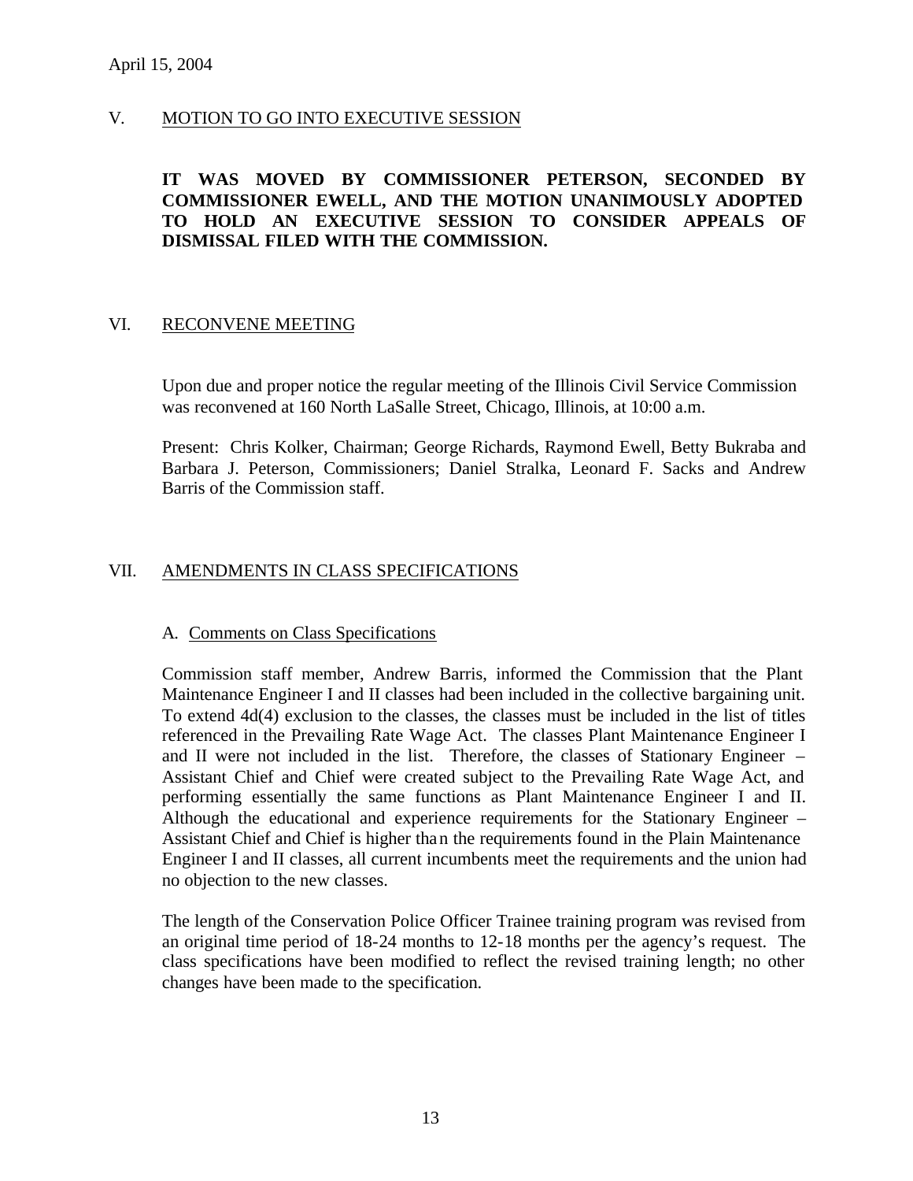April 15, 2004

## V. MOTION TO GO INTO EXECUTIVE SESSION

**IT WAS MOVED BY COMMISSIONER PETERSON, SECONDED BY COMMISSIONER EWELL, AND THE MOTION UNANIMOUSLY ADOPTED TO HOLD AN EXECUTIVE SESSION TO CONSIDER APPEALS OF DISMISSAL FILED WITH THE COMMISSION.**

## VI. RECONVENE MEETING

Upon due and proper notice the regular meeting of the Illinois Civil Service Commission was reconvened at 160 North LaSalle Street, Chicago, Illinois, at 10:00 a.m.

Present: Chris Kolker, Chairman; George Richards, Raymond Ewell, Betty Bukraba and Barbara J. Peterson, Commissioners; Daniel Stralka, Leonard F. Sacks and Andrew Barris of the Commission staff.

## VII. AMENDMENTS IN CLASS SPECIFICATIONS

### A. Comments on Class Specifications

Commission staff member, Andrew Barris, informed the Commission that the Plant Maintenance Engineer I and II classes had been included in the collective bargaining unit. To extend 4d(4) exclusion to the classes, the classes must be included in the list of titles referenced in the Prevailing Rate Wage Act. The classes Plant Maintenance Engineer I and II were not included in the list. Therefore, the classes of Stationary Engineer – Assistant Chief and Chief were created subject to the Prevailing Rate Wage Act, and performing essentially the same functions as Plant Maintenance Engineer I and II. Although the educational and experience requirements for the Stationary Engineer – Assistant Chief and Chief is higher than the requirements found in the Plain Maintenance Engineer I and II classes, all current incumbents meet the requirements and the union had no objection to the new classes.

The length of the Conservation Police Officer Trainee training program was revised from an original time period of 18-24 months to 12-18 months per the agency's request. The class specifications have been modified to reflect the revised training length; no other changes have been made to the specification.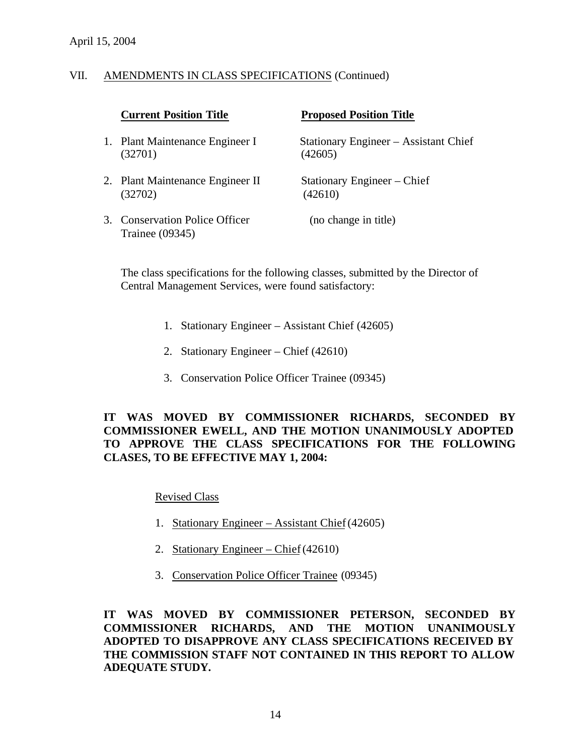April 15, 2004

VII. AMENDMENTS IN CLASS SPECIFICATIONS (Continued)

| **Current Position Title** | **Proposed Position Title** |
| --- | --- |
| 1. Plant Maintenance Engineer I (32701) | Stationary Engineer – Assistant Chief (42605) |
| 2. Plant Maintenance Engineer II (32702) | Stationary Engineer – Chief (42610) |
| 3. Conservation Police Officer Trainee (09345) | (no change in title) |

The class specifications for the following classes, submitted by the Director of Central Management Services, were found satisfactory:

1. Stationary Engineer – Assistant Chief (42605)
2. Stationary Engineer – Chief (42610)
3. Conservation Police Officer Trainee (09345)

**IT WAS MOVED BY COMMISSIONER RICHARDS, SECONDED BY COMMISSIONER EWELL, AND THE MOTION UNANIMOUSLY ADOPTED TO APPROVE THE CLASS SPECIFICATIONS FOR THE FOLLOWING CLASES, TO BE EFFECTIVE MAY 1, 2004:**

Revised Class

1. Stationary Engineer – Assistant Chief (42605)
2. Stationary Engineer – Chief (42610)
3. Conservation Police Officer Trainee (09345)

**IT WAS MOVED BY COMMISSIONER PETERSON, SECONDED BY COMMISSIONER RICHARDS, AND THE MOTION UNANIMOUSLY ADOPTED TO DISAPPROVE ANY CLASS SPECIFICATIONS RECEIVED BY THE COMMISSION STAFF NOT CONTAINED IN THIS REPORT TO ALLOW ADEQUATE STUDY.**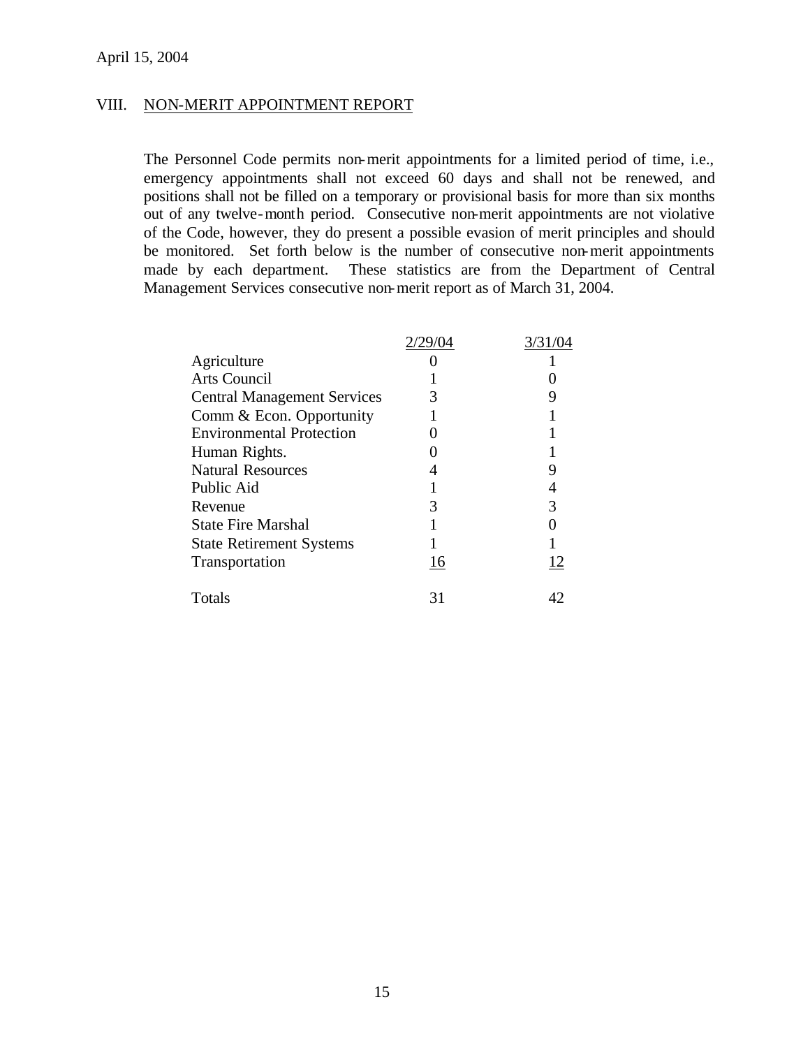April 15, 2004

## VIII. NON-MERIT APPOINTMENT REPORT

The Personnel Code permits non-merit appointments for a limited period of time, i.e., emergency appointments shall not exceed 60 days and shall not be renewed, and positions shall not be filled on a temporary or provisional basis for more than six months out of any twelve-month period. Consecutive non-merit appointments are not violative of the Code, however, they do present a possible evasion of merit principles and should be monitored. Set forth below is the number of consecutive non-merit appointments made by each department. These statistics are from the Department of Central Management Services consecutive non-merit report as of March 31, 2004.

| | 2/29/04 | 3/31/04 |
|---|---|---|
| Agriculture | 0 | 1 |
| Arts Council | 1 | 0 |
| Central Management Services | 3 | 9 |
| Comm & Econ. Opportunity | 1 | 1 |
| Environmental Protection | 0 | 1 |
| Human Rights. | 0 | 1 |
| Natural Resources | 4 | 9 |
| Public Aid | 1 | 4 |
| Revenue | 3 | 3 |
| State Fire Marshal | 1 | 0 |
| State Retirement Systems | 1 | 1 |
| Transportation | 16 | 12 |
| Totals | 31 | 42 |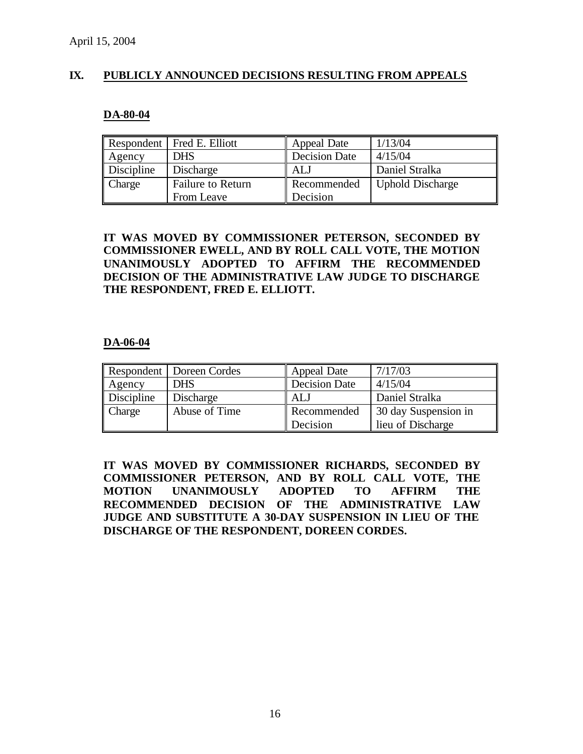April 15, 2004

## IX. PUBLICLY ANNOUNCED DECISIONS RESULTING FROM APPEALS

### DA-80-04

| Respondent | Fred E. Elliott | Appeal Date | 1/13/04 |
|---|---|---|---|
| Agency | DHS | Decision Date | 4/15/04 |
| Discipline | Discharge | ALJ | Daniel Stralka |
| Charge | Failure to Return From Leave | Recommended Decision | Uphold Discharge |

**IT WAS MOVED BY COMMISSIONER PETERSON, SECONDED BY COMMISSIONER EWELL, AND BY ROLL CALL VOTE, THE MOTION UNANIMOUSLY ADOPTED TO AFFIRM THE RECOMMENDED DECISION OF THE ADMINISTRATIVE LAW JUDGE TO DISCHARGE THE RESPONDENT, FRED E. ELLIOTT.**

### DA-06-04

| Respondent | Doreen Cordes | Appeal Date | 7/17/03 |
|---|---|---|---|
| Agency | DHS | Decision Date | 4/15/04 |
| Discipline | Discharge | ALJ | Daniel Stralka |
| Charge | Abuse of Time | Recommended Decision | 30 day Suspension in lieu of Discharge |

**IT WAS MOVED BY COMMISSIONER RICHARDS, SECONDED BY COMMISSIONER PETERSON, AND BY ROLL CALL VOTE, THE MOTION UNANIMOUSLY ADOPTED TO AFFIRM THE RECOMMENDED DECISION OF THE ADMINISTRATIVE LAW JUDGE AND SUBSTITUTE A 30-DAY SUSPENSION IN LIEU OF THE DISCHARGE OF THE RESPONDENT, DOREEN CORDES.**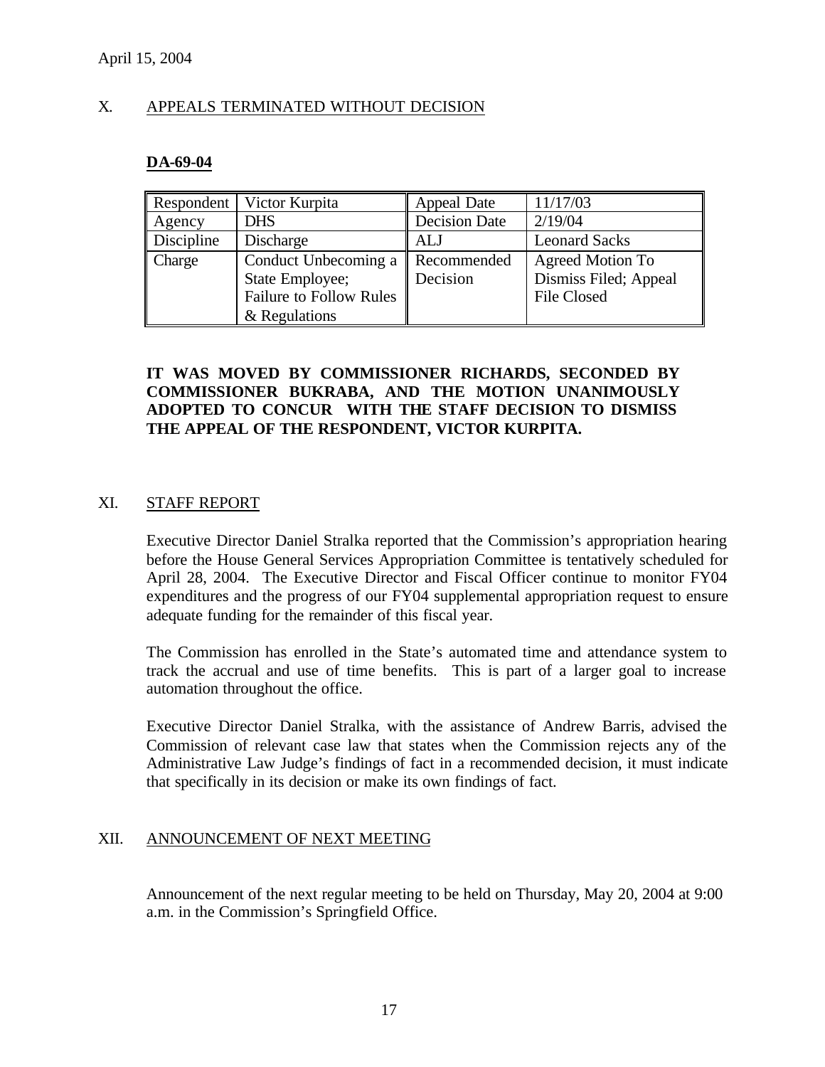April 15, 2004

## X. APPEALS TERMINATED WITHOUT DECISION

**DA-69-04**

| Respondent | Victor Kurpita | Appeal Date | 11/17/03 |
|---|---|---|---|
| Agency | DHS | Decision Date | 2/19/04 |
| Discipline | Discharge | ALJ | Leonard Sacks |
| Charge | Conduct Unbecoming a State Employee; Failure to Follow Rules & Regulations | Recommended Decision | Agreed Motion To Dismiss Filed; Appeal File Closed |

**IT WAS MOVED BY COMMISSIONER RICHARDS, SECONDED BY COMMISSIONER BUKRABA, AND THE MOTION UNANIMOUSLY ADOPTED TO CONCUR WITH THE STAFF DECISION TO DISMISS THE APPEAL OF THE RESPONDENT, VICTOR KURPITA.**

## XI. STAFF REPORT

Executive Director Daniel Stralka reported that the Commission's appropriation hearing before the House General Services Appropriation Committee is tentatively scheduled for April 28, 2004. The Executive Director and Fiscal Officer continue to monitor FY04 expenditures and the progress of our FY04 supplemental appropriation request to ensure adequate funding for the remainder of this fiscal year.

The Commission has enrolled in the State's automated time and attendance system to track the accrual and use of time benefits. This is part of a larger goal to increase automation throughout the office.

Executive Director Daniel Stralka, with the assistance of Andrew Barris, advised the Commission of relevant case law that states when the Commission rejects any of the Administrative Law Judge's findings of fact in a recommended decision, it must indicate that specifically in its decision or make its own findings of fact.

## XII. ANNOUNCEMENT OF NEXT MEETING

Announcement of the next regular meeting to be held on Thursday, May 20, 2004 at 9:00 a.m. in the Commission's Springfield Office.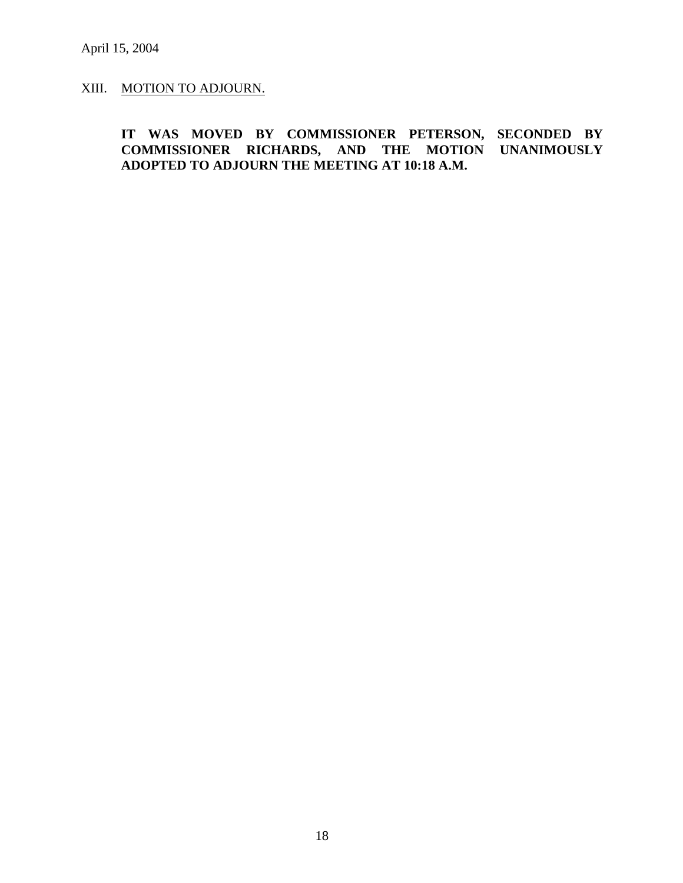April 15, 2004

XIII. MOTION TO ADJOURN.

**IT WAS MOVED BY COMMISSIONER PETERSON, SECONDED BY COMMISSIONER RICHARDS, AND THE MOTION UNANIMOUSLY ADOPTED TO ADJOURN THE MEETING AT 10:18 A.M.**